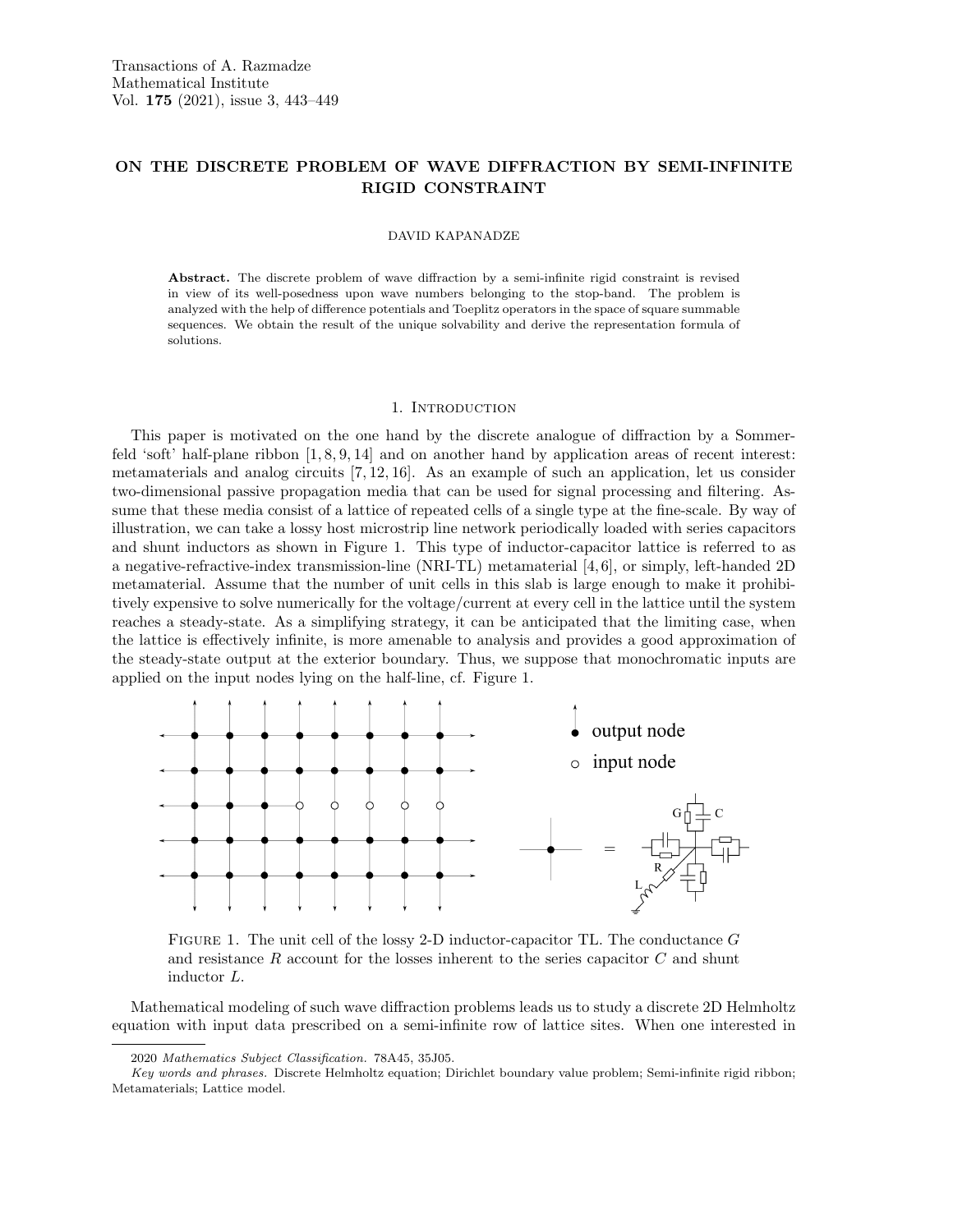Transactions of A. Razmadze Mathematical Institute
Vol. **175** (2021), issue 3, 443–449

# ON THE DISCRETE PROBLEM OF WAVE DIFFRACTION BY SEMI-INFINITE RIGID CONSTRAINT

DAVID KAPANADZE

**Abstract.** The discrete problem of wave diffraction by a semi-infinite rigid constraint is revised in view of its well-posedness upon wave numbers belonging to the stop-band. The problem is analyzed with the help of difference potentials and Toeplitz operators in the space of square summable sequences. We obtain the result of the unique solvability and derive the representation formula of solutions.

## 1. Introduction

This paper is motivated on the one hand by the discrete analogue of diffraction by a Sommerfeld 'soft' half-plane ribbon [1, 8, 9, 14] and on another hand by application areas of recent interest: metamaterials and analog circuits [7, 12, 16]. As an example of such an application, let us consider two-dimensional passive propagation media that can be used for signal processing and filtering. Assume that these media consist of a lattice of repeated cells of a single type at the fine-scale. By way of illustration, we can take a lossy host microstrip line network periodically loaded with series capacitors and shunt inductors as shown in Figure 1. This type of inductor-capacitor lattice is referred to as a negative-refractive-index transmission-line (NRI-TL) metamaterial [4, 6], or simply, left-handed 2D metamaterial. Assume that the number of unit cells in this slab is large enough to make it prohibitively expensive to solve numerically for the voltage/current at every cell in the lattice until the system reaches a steady-state. As a simplifying strategy, it can be anticipated that the limiting case, when the lattice is effectively infinite, is more amenable to analysis and provides a good approximation of the steady-state output at the exterior boundary. Thus, we suppose that monochromatic inputs are applied on the input nodes lying on the half-line, cf. Figure 1.

Figure 1. The unit cell of the lossy 2-D inductor-capacitor TL. The conductance $G$ and resistance $R$ account for the losses inherent to the series capacitor $C$ and shunt inductor $L$.

Mathematical modeling of such wave diffraction problems leads us to study a discrete 2D Helmholtz equation with input data prescribed on a semi-infinite row of lattice sites. When one interested in

---

2020 *Mathematics Subject Classification.* 78A45, 35J05.

*Key words and phrases.* Discrete Helmholtz equation; Dirichlet boundary value problem; Semi-infinite rigid ribbon; Metamaterials; Lattice model.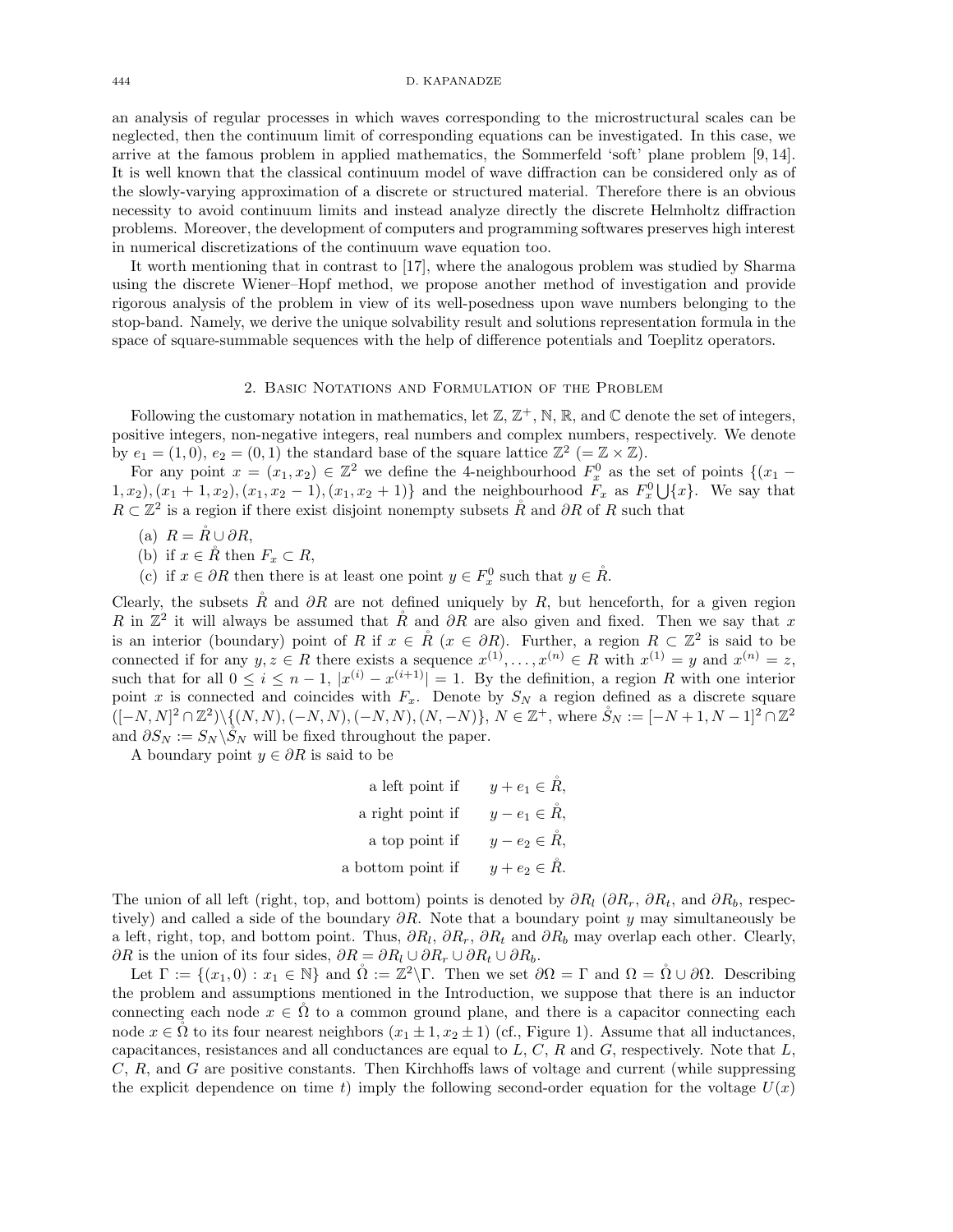an analysis of regular processes in which waves corresponding to the microstructural scales can be neglected, then the continuum limit of corresponding equations can be investigated. In this case, we arrive at the famous problem in applied mathematics, the Sommerfeld 'soft' plane problem [9, 14]. It is well known that the classical continuum model of wave diffraction can be considered only as of the slowly-varying approximation of a discrete or structured material. Therefore there is an obvious necessity to avoid continuum limits and instead analyze directly the discrete Helmholtz diffraction problems. Moreover, the development of computers and programming softwares preserves high interest in numerical discretizations of the continuum wave equation too.

It worth mentioning that in contrast to [17], where the analogous problem was studied by Sharma using the discrete Wiener–Hopf method, we propose another method of investigation and provide rigorous analysis of the problem in view of its well-posedness upon wave numbers belonging to the stop-band. Namely, we derive the unique solvability result and solutions representation formula in the space of square-summable sequences with the help of difference potentials and Toeplitz operators.

## 2. Basic Notations and Formulation of the Problem

Following the customary notation in mathematics, let $\mathbb{Z}$, $\mathbb{Z}^+$, $\mathbb{N}$, $\mathbb{R}$, and $\mathbb{C}$ denote the set of integers, positive integers, non-negative integers, real numbers and complex numbers, respectively. We denote by $e_1 = (1,0)$, $e_2 = (0,1)$ the standard base of the square lattice $\mathbb{Z}^2$ $(= \mathbb{Z} \times \mathbb{Z})$.

For any point $x = (x_1, x_2) \in \mathbb{Z}^2$ we define the 4-neighbourhood $F_x^0$ as the set of points $\{(x_1 - 1, x_2), (x_1 + 1, x_2), (x_1, x_2 - 1), (x_1, x_2 + 1)\}$ and the neighbourhood $F_x$ as $F_x^0 \bigcup \{x\}$. We say that $R \subset \mathbb{Z}^2$ is a region if there exist disjoint nonempty subsets $\mathring{R}$ and $\partial R$ of $R$ such that

(a) $R = \mathring{R} \cup \partial R$,

(b) if $x \in \mathring{R}$ then $F_x \subset R$,

(c) if $x \in \partial R$ then there is at least one point $y \in F_x^0$ such that $y \in \mathring{R}$.

Clearly, the subsets $\mathring{R}$ and $\partial R$ are not defined uniquely by $R$, but henceforth, for a given region $R$ in $\mathbb{Z}^2$ it will always be assumed that $\mathring{R}$ and $\partial R$ are also given and fixed. Then we say that $x$ is an interior (boundary) point of $R$ if $x \in \mathring{R}$ ($x \in \partial R$). Further, a region $R \subset \mathbb{Z}^2$ is said to be connected if for any $y, z \in R$ there exists a sequence $x^{(1)}, \dots, x^{(n)} \in R$ with $x^{(1)} = y$ and $x^{(n)} = z$, such that for all $0 \le i \le n-1$, $|x^{(i)} - x^{(i+1)}| = 1$. By the definition, a region $R$ with one interior point $x$ is connected and coincides with $F_x$. Denote by $S_N$ a region defined as a discrete square $([-N, N]^2 \cap \mathbb{Z}^2) \backslash \{(N,N), (-N,N), (-N,N), (N,-N)\}$, $N \in \mathbb{Z}^+$, where $\mathring{S}_N := [-N+1, N-1]^2 \cap \mathbb{Z}^2$ and $\partial S_N := S_N \backslash \mathring{S}_N$ will be fixed throughout the paper.

A boundary point $y \in \partial R$ is said to be

$$
\begin{aligned}
\text{a left point if} \quad & y + e_1 \in \mathring{R}, \\
\text{a right point if} \quad & y - e_1 \in \mathring{R}, \\
\text{a top point if} \quad & y - e_2 \in \mathring{R}, \\
\text{a bottom point if} \quad & y + e_2 \in \mathring{R}.
\end{aligned}
$$

The union of all left (right, top, and bottom) points is denoted by $\partial R_l$ ($\partial R_r$, $\partial R_t$, and $\partial R_b$, respectively) and called a side of the boundary $\partial R$. Note that a boundary point $y$ may simultaneously be a left, right, top, and bottom point. Thus, $\partial R_l$, $\partial R_r$, $\partial R_t$ and $\partial R_b$ may overlap each other. Clearly, $\partial R$ is the union of its four sides, $\partial R = \partial R_l \cup \partial R_r \cup \partial R_t \cup \partial R_b$.

Let $\Gamma := \{(x_1, 0) : x_1 \in \mathbb{N}\}$ and $\mathring{\Omega} := \mathbb{Z}^2 \backslash \Gamma$. Then we set $\partial\Omega = \Gamma$ and $\Omega = \mathring{\Omega} \cup \partial\Omega$. Describing the problem and assumptions mentioned in the Introduction, we suppose that there is an inductor connecting each node $x \in \mathring{\Omega}$ to a common ground plane, and there is a capacitor connecting each node $x \in \mathring{\Omega}$ to its four nearest neighbors $(x_1 \pm 1, x_2 \pm 1)$ (cf., Figure 1). Assume that all inductances, capacitances, resistances and all conductances are equal to $L$, $C$, $R$ and $G$, respectively. Note that $L$, $C$, $R$, and $G$ are positive constants. Then Kirchhoffs laws of voltage and current (while suppressing the explicit dependence on time $t$) imply the following second-order equation for the voltage $U(x)$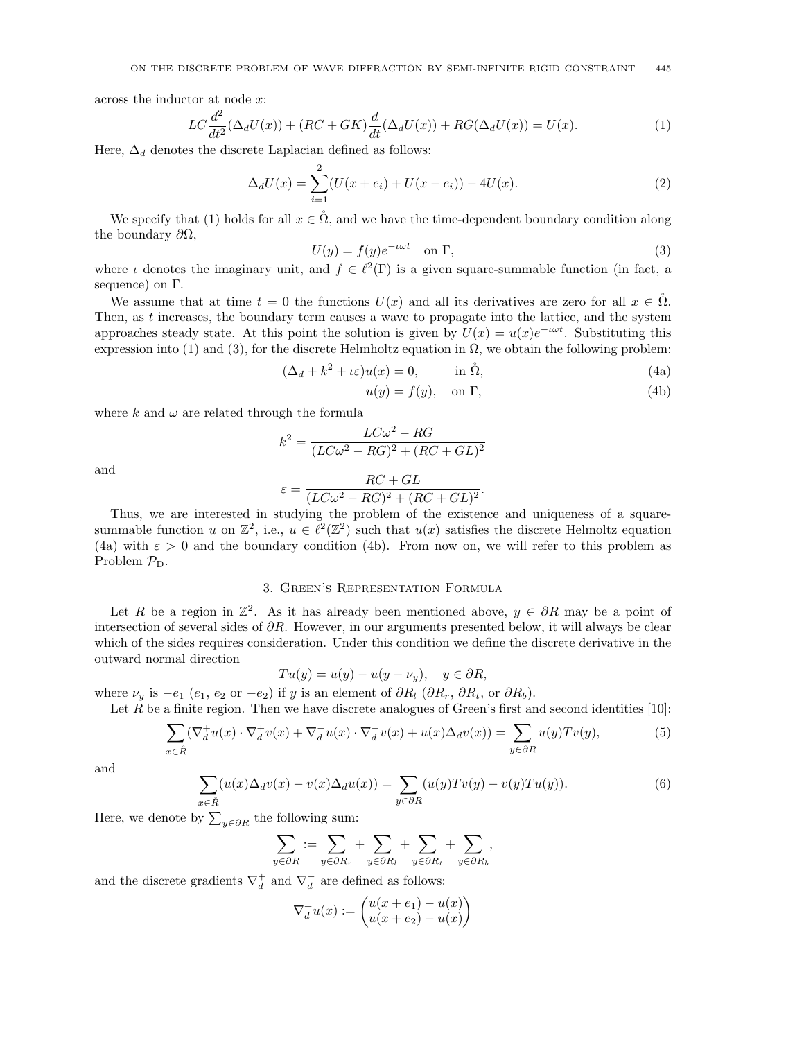across the inductor at node $x$:

$$LC\frac{d^2}{dt^2}(\Delta_d U(x)) + (RC + GK)\frac{d}{dt}(\Delta_d U(x)) + RG(\Delta_d U(x)) = U(x). \tag{1}$$

Here, $\Delta_d$ denotes the discrete Laplacian defined as follows:

$$\Delta_d U(x) = \sum_{i=1}^{2}(U(x + e_i) + U(x - e_i)) - 4U(x). \tag{2}$$

We specify that (1) holds for all $x \in \mathring{\Omega}$, and we have the time-dependent boundary condition along the boundary $\partial\Omega$,

$$U(y) = f(y)e^{-\iota\omega t} \quad \text{on } \Gamma, \tag{3}$$

where $\iota$ denotes the imaginary unit, and $f \in \ell^2(\Gamma)$ is a given square-summable function (in fact, a sequence) on $\Gamma$.

We assume that at time $t = 0$ the functions $U(x)$ and all its derivatives are zero for all $x \in \mathring{\Omega}$. Then, as $t$ increases, the boundary term causes a wave to propagate into the lattice, and the system approaches steady state. At this point the solution is given by $U(x) = u(x)e^{-\iota\omega t}$. Substituting this expression into (1) and (3), for the discrete Helmholtz equation in $\Omega$, we obtain the following problem:

$$(\Delta_d + k^2 + \iota\varepsilon)u(x) = 0, \qquad \text{in } \mathring{\Omega}, \tag{4a}$$

$$u(y) = f(y), \quad \text{on } \Gamma, \tag{4b}$$

where $k$ and $\omega$ are related through the formula

$$k^2 = \frac{LC\omega^2 - RG}{(LC\omega^2 - RG)^2 + (RC + GL)^2}$$

and

$$\varepsilon = \frac{RC + GL}{(LC\omega^2 - RG)^2 + (RC + GL)^2}.$$

Thus, we are interested in studying the problem of the existence and uniqueness of a square-summable function $u$ on $\mathbb{Z}^2$, i.e., $u \in \ell^2(\mathbb{Z}^2)$ such that $u(x)$ satisfies the discrete Helmoltz equation (4a) with $\varepsilon > 0$ and the boundary condition (4b). From now on, we will refer to this problem as Problem $\mathcal{P}_\mathrm{D}$.

## 3. Green's Representation Formula

Let $R$ be a region in $\mathbb{Z}^2$. As it has already been mentioned above, $y \in \partial R$ may be a point of intersection of several sides of $\partial R$. However, in our arguments presented below, it will always be clear which of the sides requires consideration. Under this condition we define the discrete derivative in the outward normal direction

$$Tu(y) = u(y) - u(y - \nu_y), \quad y \in \partial R,$$

where $\nu_y$ is $-e_1$ ($e_1$, $e_2$ or $-e_2$) if $y$ is an element of $\partial R_l$ ($\partial R_r$, $\partial R_t$, or $\partial R_b$).

Let $R$ be a finite region. Then we have discrete analogues of Green's first and second identities [10]:

$$\sum_{x \in \mathring{R}}(\nabla_d^+ u(x) \cdot \nabla_d^+ v(x) + \nabla_d^- u(x) \cdot \nabla_d^- v(x) + u(x)\Delta_d v(x)) = \sum_{y \in \partial R} u(y)Tv(y), \tag{5}$$

and

$$\sum_{x \in \mathring{R}}(u(x)\Delta_d v(x) - v(x)\Delta_d u(x)) = \sum_{y \in \partial R}(u(y)Tv(y) - v(y)Tu(y)). \tag{6}$$

Here, we denote by $\sum_{y \in \partial R}$ the following sum:

$$\sum_{y \in \partial R} := \sum_{y \in \partial R_r} + \sum_{y \in \partial R_l} + \sum_{y \in \partial R_t} + \sum_{y \in \partial R_b},$$

and the discrete gradients $\nabla_d^+$ and $\nabla_d^-$ are defined as follows:

$$\nabla_d^+ u(x) := \begin{pmatrix} u(x + e_1) - u(x) \\ u(x + e_2) - u(x) \end{pmatrix}$$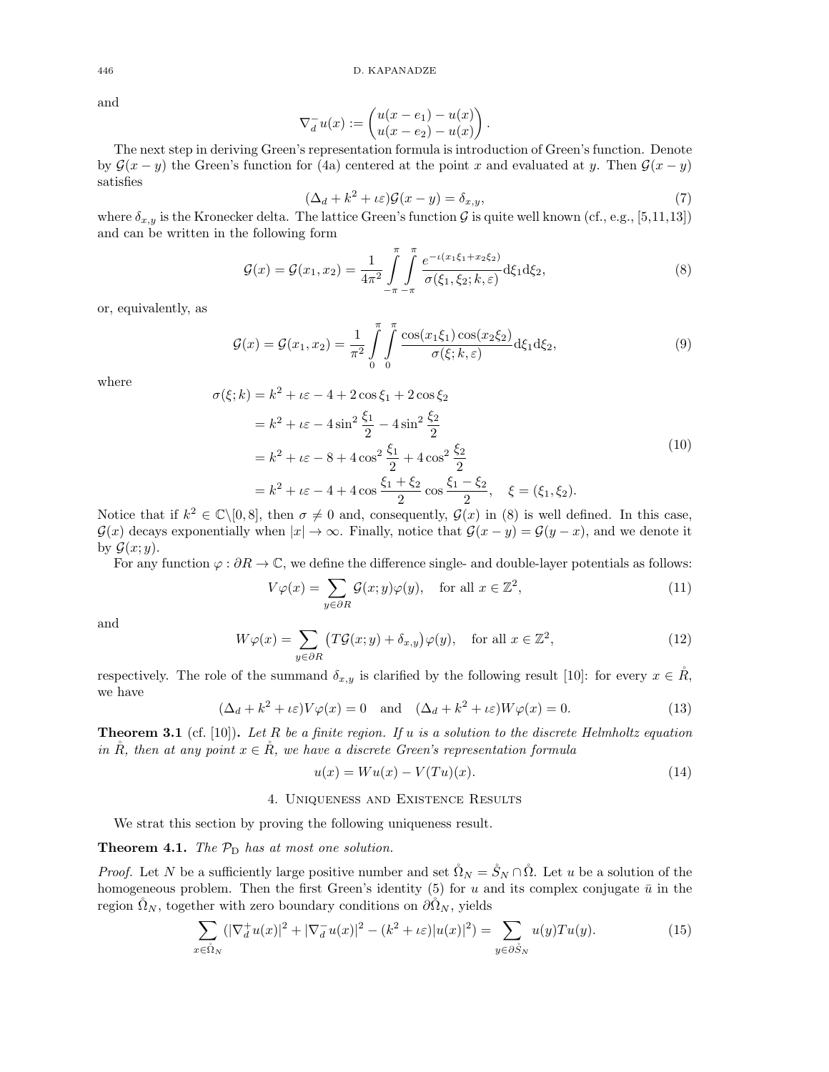and

$$\nabla_d^- u(x) := \begin{pmatrix} u(x - e_1) - u(x) \\ u(x - e_2) - u(x) \end{pmatrix}.$$

The next step in deriving Green's representation formula is introduction of Green's function. Denote by $\mathcal{G}(x - y)$ the Green's function for (4a) centered at the point $x$ and evaluated at $y$. Then $\mathcal{G}(x - y)$ satisfies

$$(\Delta_d + k^2 + \iota\varepsilon)\mathcal{G}(x - y) = \delta_{x,y}, \tag{7}$$

where $\delta_{x,y}$ is the Kronecker delta. The lattice Green's function $\mathcal{G}$ is quite well known (cf., e.g., [5,11,13]) and can be written in the following form

$$\mathcal{G}(x) = \mathcal{G}(x_1, x_2) = \frac{1}{4\pi^2} \int_{-\pi}^{\pi} \int_{-\pi}^{\pi} \frac{e^{-\iota(x_1\xi_1 + x_2\xi_2)}}{\sigma(\xi_1, \xi_2; k, \varepsilon)} \mathrm{d}\xi_1 \mathrm{d}\xi_2, \tag{8}$$

or, equivalently, as

$$\mathcal{G}(x) = \mathcal{G}(x_1, x_2) = \frac{1}{\pi^2} \int_{0}^{\pi} \int_{0}^{\pi} \frac{\cos(x_1\xi_1)\cos(x_2\xi_2)}{\sigma(\xi; k, \varepsilon)} \mathrm{d}\xi_1 \mathrm{d}\xi_2, \tag{9}$$

where

$$\begin{aligned} \sigma(\xi; k) &= k^2 + \iota\varepsilon - 4 + 2\cos\xi_1 + 2\cos\xi_2 \\ &= k^2 + \iota\varepsilon - 4\sin^2\frac{\xi_1}{2} - 4\sin^2\frac{\xi_2}{2} \\ &= k^2 + \iota\varepsilon - 8 + 4\cos^2\frac{\xi_1}{2} + 4\cos^2\frac{\xi_2}{2} \\ &= k^2 + \iota\varepsilon - 4 + 4\cos\frac{\xi_1 + \xi_2}{2}\cos\frac{\xi_1 - \xi_2}{2}, \quad \xi = (\xi_1, \xi_2). \end{aligned} \tag{10}$$

Notice that if $k^2 \in \mathbb{C}\backslash[0, 8]$, then $\sigma \neq 0$ and, consequently, $\mathcal{G}(x)$ in (8) is well defined. In this case, $\mathcal{G}(x)$ decays exponentially when $|x| \to \infty$. Finally, notice that $\mathcal{G}(x - y) = \mathcal{G}(y - x)$, and we denote it by $\mathcal{G}(x; y)$.

For any function $\varphi : \partial R \to \mathbb{C}$, we define the difference single- and double-layer potentials as follows:

$$V\varphi(x) = \sum_{y \in \partial R} \mathcal{G}(x; y)\varphi(y), \quad \text{for all } x \in \mathbb{Z}^2, \tag{11}$$

and

$$W\varphi(x) = \sum_{y \in \partial R} \big(T\mathcal{G}(x; y) + \delta_{x,y}\big)\varphi(y), \quad \text{for all } x \in \mathbb{Z}^2, \tag{12}$$

respectively. The role of the summand $\delta_{x,y}$ is clarified by the following result [10]: for every $x \in \mathring{R}$, we have

$$(\Delta_d + k^2 + \iota\varepsilon)V\varphi(x) = 0 \quad \text{and} \quad (\Delta_d + k^2 + \iota\varepsilon)W\varphi(x) = 0. \tag{13}$$

**Theorem 3.1** (cf. [10])**.** *Let $R$ be a finite region. If $u$ is a solution to the discrete Helmholtz equation in $\mathring{R}$, then at any point $x \in \mathring{R}$, we have a discrete Green's representation formula*

$$u(x) = Wu(x) - V(Tu)(x). \tag{14}$$

## 4. Uniqueness and Existence Results

We strat this section by proving the following uniqueness result.

**Theorem 4.1.** *The $\mathcal{P}_{\mathrm{D}}$ has at most one solution.*

*Proof.* Let $N$ be a sufficiently large positive number and set $\mathring{\Omega}_N = \mathring{S}_N \cap \mathring{\Omega}$. Let $u$ be a solution of the homogeneous problem. Then the first Green's identity (5) for $u$ and its complex conjugate $\bar{u}$ in the region $\mathring{\Omega}_N$, together with zero boundary conditions on $\partial\mathring{\Omega}_N$, yields

$$\sum_{x \in \mathring{\Omega}_N} \left(|\nabla_d^+ u(x)|^2 + |\nabla_d^- u(x)|^2 - (k^2 + \iota\varepsilon)|u(x)|^2\right) = \sum_{y \in \partial\mathring{S}_N} u(y)Tu(y). \tag{15}$$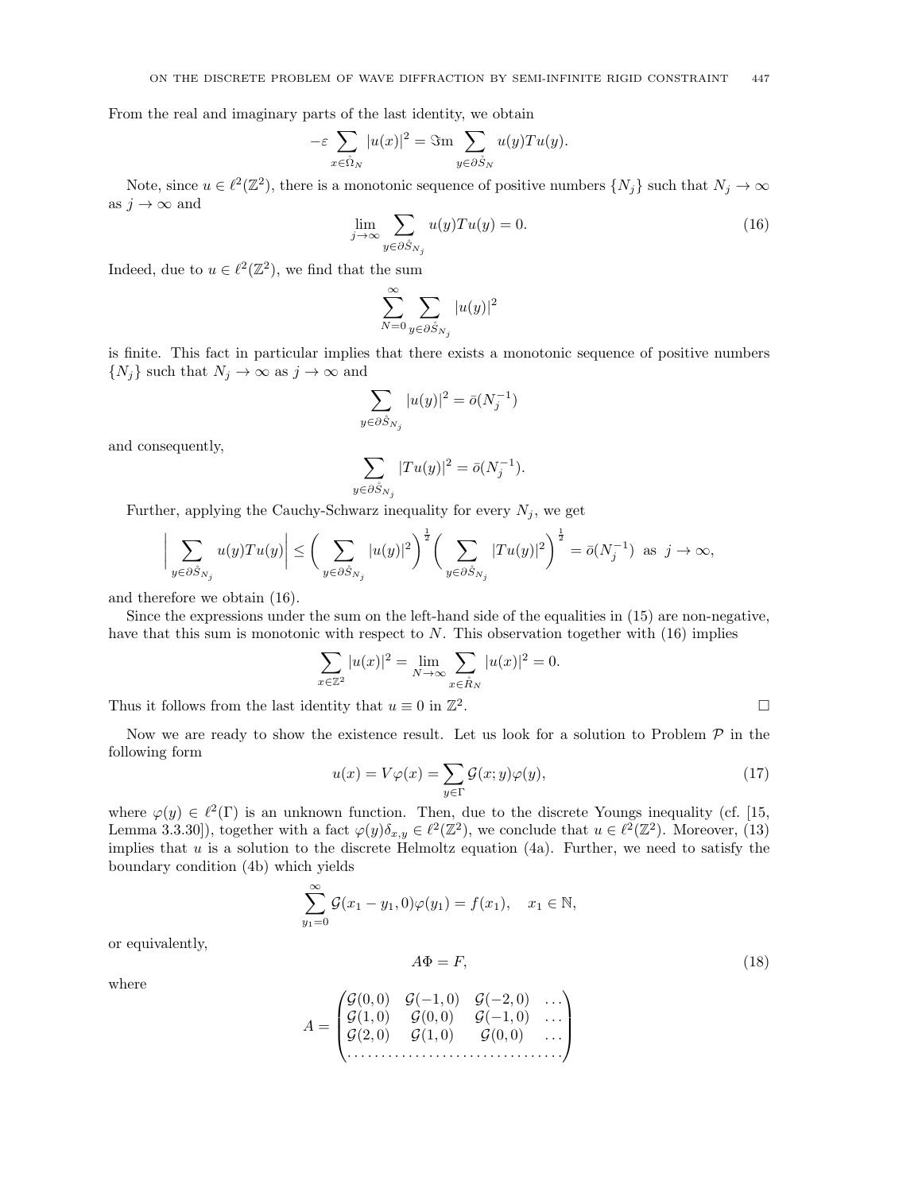From the real and imaginary parts of the last identity, we obtain

$$-\varepsilon \sum_{x\in\mathring{\Omega}_N} |u(x)|^2 = \Im\mathrm{m} \sum_{y\in\partial\mathring{S}_N} u(y)Tu(y).$$

Note, since $u \in \ell^2(\mathbb{Z}^2)$, there is a monotonic sequence of positive numbers $\{N_j\}$ such that $N_j \to \infty$ as $j \to \infty$ and

$$\lim_{j\to\infty} \sum_{y\in\partial\mathring{S}_{N_j}} u(y)Tu(y) = 0. \tag{16}$$

Indeed, due to $u \in \ell^2(\mathbb{Z}^2)$, we find that the sum

$$\sum_{N=0}^{\infty} \sum_{y\in\partial\mathring{S}_{N_j}} |u(y)|^2$$

is finite. This fact in particular implies that there exists a monotonic sequence of positive numbers $\{N_j\}$ such that $N_j \to \infty$ as $j \to \infty$ and

$$\sum_{y\in\partial\mathring{S}_{N_j}} |u(y)|^2 = \bar{o}(N_j^{-1})$$

and consequently,

$$\sum_{y\in\partial\mathring{S}_{N_j}} |Tu(y)|^2 = \bar{o}(N_j^{-1}).$$

Further, applying the Cauchy-Schwarz inequality for every $N_j$, we get

$$\Big| \sum_{y\in\partial\mathring{S}_{N_j}} u(y)Tu(y)\Big| \leq \Big( \sum_{y\in\partial\mathring{S}_{N_j}} |u(y)|^2\Big)^{\frac{1}{2}} \Big( \sum_{y\in\partial\mathring{S}_{N_j}} |Tu(y)|^2\Big)^{\frac{1}{2}} = \bar{o}(N_j^{-1}) \ \text{ as } \ j \to \infty,$$

and therefore we obtain (16).

Since the expressions under the sum on the left-hand side of the equalities in (15) are non-negative, have that this sum is monotonic with respect to $N$. This observation together with (16) implies

$$\sum_{x\in\mathbb{Z}^2} |u(x)|^2 = \lim_{N\to\infty} \sum_{x\in\mathring{R}_N} |u(x)|^2 = 0.$$

Thus it follows from the last identity that $u \equiv 0$ in $\mathbb{Z}^2$. □

Now we are ready to show the existence result. Let us look for a solution to Problem $\mathcal{P}$ in the following form

$$u(x) = V\varphi(x) = \sum_{y\in\Gamma} \mathcal{G}(x; y)\varphi(y), \tag{17}$$

where $\varphi(y) \in \ell^2(\Gamma)$ is an unknown function. Then, due to the discrete Youngs inequality (cf. [15, Lemma 3.3.30]), together with a fact $\varphi(y)\delta_{x,y} \in \ell^2(\mathbb{Z}^2)$, we conclude that $u \in \ell^2(\mathbb{Z}^2)$. Moreover, (13) implies that $u$ is a solution to the discrete Helmoltz equation (4a). Further, we need to satisfy the boundary condition (4b) which yields

$$\sum_{y_1=0}^{\infty} \mathcal{G}(x_1 - y_1, 0)\varphi(y_1) = f(x_1), \quad x_1 \in \mathbb{N},$$

or equivalently,

$$A\Phi = F, \tag{18}$$

where

$$A = \begin{pmatrix} \mathcal{G}(0,0) & \mathcal{G}(-1,0) & \mathcal{G}(-2,0) & \dots \\ \mathcal{G}(1,0) & \mathcal{G}(0,0) & \mathcal{G}(-1,0) & \dots \\ \mathcal{G}(2,0) & \mathcal{G}(1,0) & \mathcal{G}(0,0) & \dots \\ \dots & \dots & \dots & \dots \end{pmatrix}$$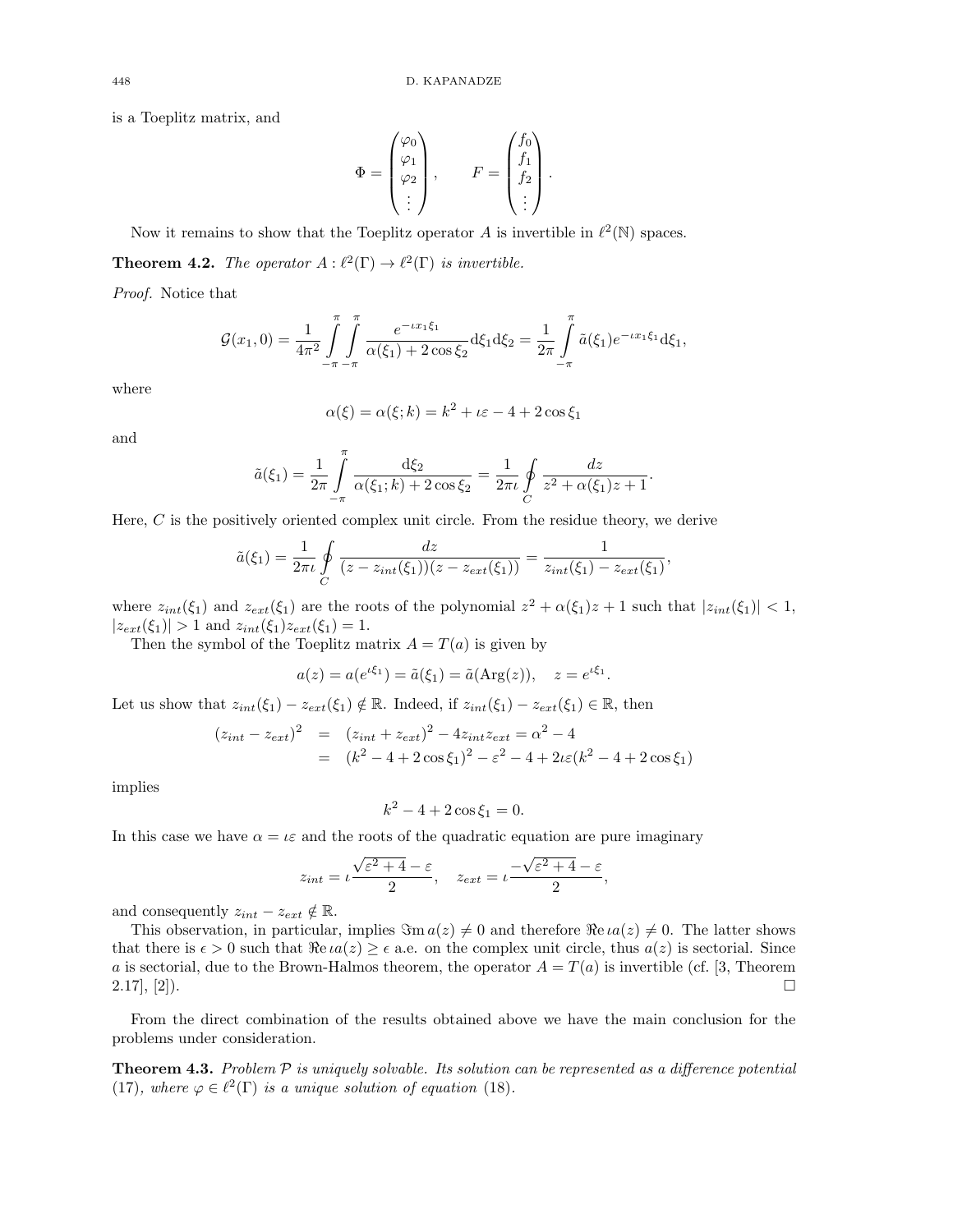is a Toeplitz matrix, and

$$\Phi = \begin{pmatrix} \varphi_0 \\ \varphi_1 \\ \varphi_2 \\ \vdots \end{pmatrix}, \qquad F = \begin{pmatrix} f_0 \\ f_1 \\ f_2 \\ \vdots \end{pmatrix}.$$

Now it remains to show that the Toeplitz operator $A$ is invertible in $\ell^2(\mathbb{N})$ spaces.

**Theorem 4.2.** *The operator $A : \ell^2(\Gamma) \to \ell^2(\Gamma)$ is invertible.*

*Proof.* Notice that

$$\mathcal{G}(x_1, 0) = \frac{1}{4\pi^2} \int_{-\pi}^{\pi} \int_{-\pi}^{\pi} \frac{e^{-\iota x_1 \xi_1}}{\alpha(\xi_1) + 2\cos\xi_2} \mathrm{d}\xi_1 \mathrm{d}\xi_2 = \frac{1}{2\pi} \int_{-\pi}^{\pi} \tilde{a}(\xi_1) e^{-\iota x_1 \xi_1} \mathrm{d}\xi_1,$$

where

$$\alpha(\xi) = \alpha(\xi; k) = k^2 + \iota\varepsilon - 4 + 2\cos\xi_1$$

and

$$\tilde{a}(\xi_1) = \frac{1}{2\pi} \int_{-\pi}^{\pi} \frac{\mathrm{d}\xi_2}{\alpha(\xi_1; k) + 2\cos\xi_2} = \frac{1}{2\pi\iota} \oint_C \frac{dz}{z^2 + \alpha(\xi_1)z + 1}.$$

Here, $C$ is the positively oriented complex unit circle. From the residue theory, we derive

$$\tilde{a}(\xi_1) = \frac{1}{2\pi\iota} \oint_C \frac{dz}{(z - z_{int}(\xi_1))(z - z_{ext}(\xi_1))} = \frac{1}{z_{int}(\xi_1) - z_{ext}(\xi_1)},$$

where $z_{int}(\xi_1)$ and $z_{ext}(\xi_1)$ are the roots of the polynomial $z^2 + \alpha(\xi_1)z + 1$ such that $|z_{int}(\xi_1)| < 1$, $|z_{ext}(\xi_1)| > 1$ and $z_{int}(\xi_1)z_{ext}(\xi_1) = 1$.

Then the symbol of the Toeplitz matrix $A = T(a)$ is given by

$$a(z) = a(e^{\iota\xi_1}) = \tilde{a}(\xi_1) = \tilde{a}(\mathrm{Arg}(z)), \quad z = e^{\iota\xi_1}.$$

Let us show that $z_{int}(\xi_1) - z_{ext}(\xi_1) \notin \mathbb{R}$. Indeed, if $z_{int}(\xi_1) - z_{ext}(\xi_1) \in \mathbb{R}$, then

$$\begin{aligned}
(z_{int} - z_{ext})^2 &= (z_{int} + z_{ext})^2 - 4z_{int}z_{ext} = \alpha^2 - 4 \\
&= (k^2 - 4 + 2\cos\xi_1)^2 - \varepsilon^2 - 4 + 2\iota\varepsilon(k^2 - 4 + 2\cos\xi_1)
\end{aligned}$$

implies

$$k^2 - 4 + 2\cos\xi_1 = 0.$$

In this case we have $\alpha = \iota\varepsilon$ and the roots of the quadratic equation are pure imaginary

$$z_{int} = \iota\frac{\sqrt{\varepsilon^2 + 4} - \varepsilon}{2}, \quad z_{ext} = \iota\frac{-\sqrt{\varepsilon^2 + 4} - \varepsilon}{2},$$

and consequently $z_{int} - z_{ext} \notin \mathbb{R}$.

This observation, in particular, implies $\Im\mathrm{m}\, a(z) \neq 0$ and therefore $\Re\mathrm{e}\, \iota a(z) \neq 0$. The latter shows that there is $\epsilon > 0$ such that $\Re\mathrm{e}\, \iota a(z) \geq \epsilon$ a.e. on the complex unit circle, thus $a(z)$ is sectorial. Since $a$ is sectorial, due to the Brown-Halmos theorem, the operator $A = T(a)$ is invertible (cf. [3, Theorem 2.17], [2]). $\square$

From the direct combination of the results obtained above we have the main conclusion for the problems under consideration.

**Theorem 4.3.** *Problem $\mathcal{P}$ is uniquely solvable. Its solution can be represented as a difference potential* (17)*, where $\varphi \in \ell^2(\Gamma)$ is a unique solution of equation* (18)*.*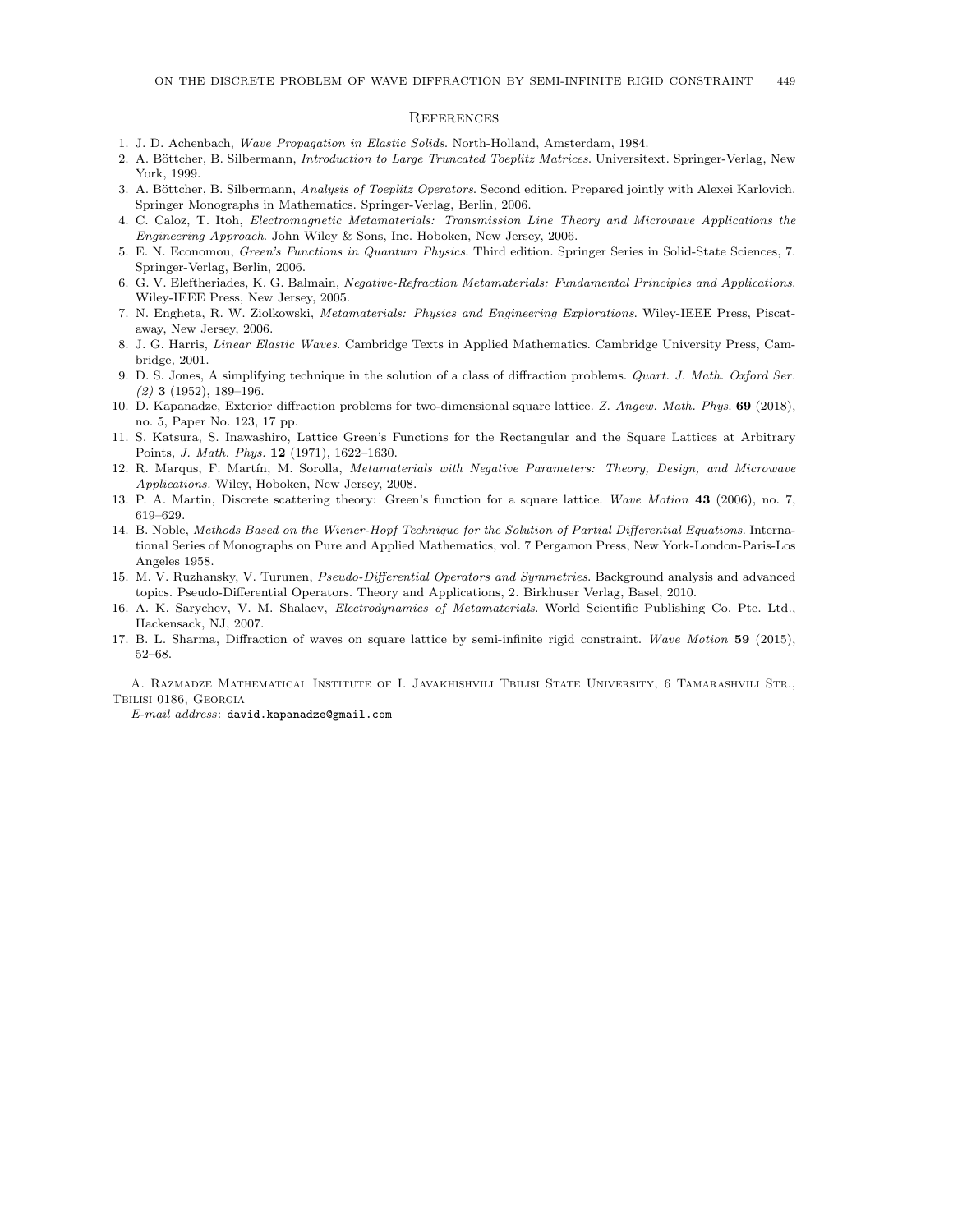## References

1. J. D. Achenbach, *Wave Propagation in Elastic Solids*. North-Holland, Amsterdam, 1984.
2. A. Böttcher, B. Silbermann, *Introduction to Large Truncated Toeplitz Matrices*. Universitext. Springer-Verlag, New York, 1999.
3. A. Böttcher, B. Silbermann, *Analysis of Toeplitz Operators*. Second edition. Prepared jointly with Alexei Karlovich. Springer Monographs in Mathematics. Springer-Verlag, Berlin, 2006.
4. C. Caloz, T. Itoh, *Electromagnetic Metamaterials: Transmission Line Theory and Microwave Applications the Engineering Approach*. John Wiley & Sons, Inc. Hoboken, New Jersey, 2006.
5. E. N. Economou, *Green's Functions in Quantum Physics*. Third edition. Springer Series in Solid-State Sciences, 7. Springer-Verlag, Berlin, 2006.
6. G. V. Eleftheriades, K. G. Balmain, *Negative-Refraction Metamaterials: Fundamental Principles and Applications*. Wiley-IEEE Press, New Jersey, 2005.
7. N. Engheta, R. W. Ziolkowski, *Metamaterials: Physics and Engineering Explorations*. Wiley-IEEE Press, Piscataway, New Jersey, 2006.
8. J. G. Harris, *Linear Elastic Waves*. Cambridge Texts in Applied Mathematics. Cambridge University Press, Cambridge, 2001.
9. D. S. Jones, A simplifying technique in the solution of a class of diffraction problems. *Quart. J. Math. Oxford Ser. (2)* **3** (1952), 189–196.
10. D. Kapanadze, Exterior diffraction problems for two-dimensional square lattice. *Z. Angew. Math. Phys.* **69** (2018), no. 5, Paper No. 123, 17 pp.
11. S. Katsura, S. Inawashiro, Lattice Green's Functions for the Rectangular and the Square Lattices at Arbitrary Points, *J. Math. Phys.* **12** (1971), 1622–1630.
12. R. Marqus, F. Martín, M. Sorolla, *Metamaterials with Negative Parameters: Theory, Design, and Microwave Applications.* Wiley, Hoboken, New Jersey, 2008.
13. P. A. Martin, Discrete scattering theory: Green's function for a square lattice. *Wave Motion* **43** (2006), no. 7, 619–629.
14. B. Noble, *Methods Based on the Wiener-Hopf Technique for the Solution of Partial Differential Equations.* International Series of Monographs on Pure and Applied Mathematics, vol. 7 Pergamon Press, New York-London-Paris-Los Angeles 1958.
15. M. V. Ruzhansky, V. Turunen, *Pseudo-Differential Operators and Symmetries*. Background analysis and advanced topics. Pseudo-Differential Operators. Theory and Applications, 2. Birkhuser Verlag, Basel, 2010.
16. A. K. Sarychev, V. M. Shalaev, *Electrodynamics of Metamaterials*. World Scientific Publishing Co. Pte. Ltd., Hackensack, NJ, 2007.
17. B. L. Sharma, Diffraction of waves on square lattice by semi-infinite rigid constraint. *Wave Motion* **59** (2015), 52–68.

A. Razmadze Mathematical Institute of I. Javakhishvili Tbilisi State University, 6 Tamarashvili Str., Tbilisi 0186, Georgia

*E-mail address*: david.kapanadze@gmail.com